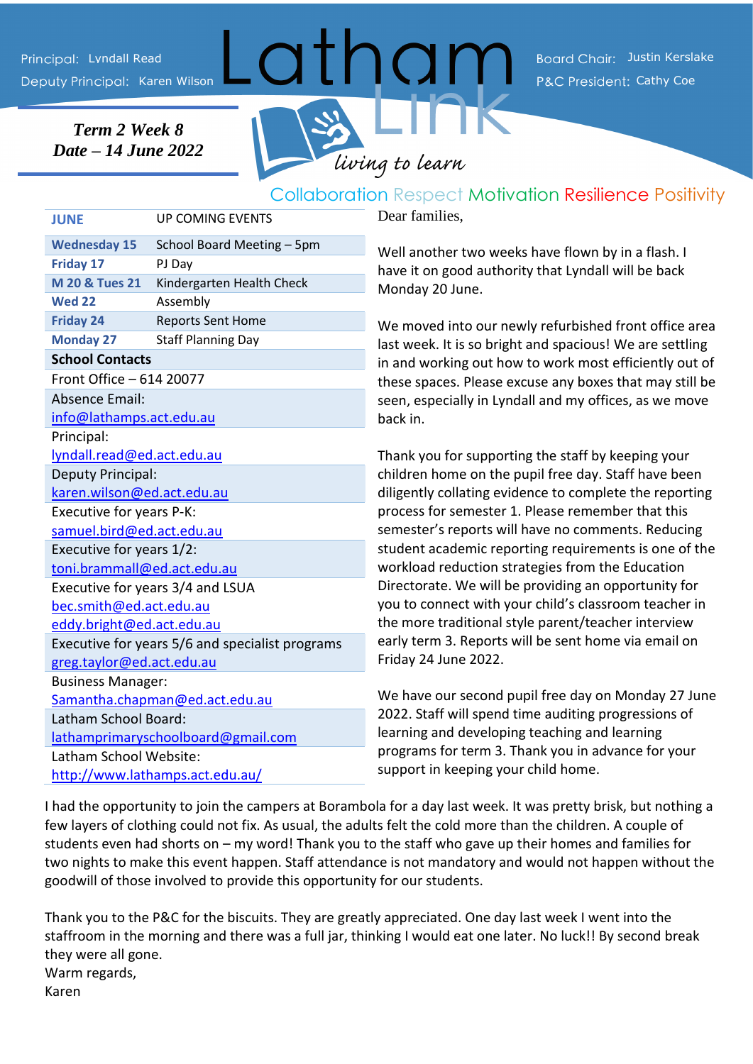# Latham Link

*living to learn*

Principal: Lyndall Read
Deputy Principal: Karen Wilson

Board Chair: Justin Kerslake
P&C President: Cathy Coe

***Term 2 Week 8***
***Date – 14 June 2022***

Collaboration Respect Motivation Resilience Positivity

| JUNE | UP COMING EVENTS |
|---|---|
| **Wednesday 15** | School Board Meeting – 5pm |
| **Friday 17** | PJ Day |
| **M 20 & Tues 21** | Kindergarten Health Check |
| **Wed 22** | Assembly |
| **Friday 24** | Reports Sent Home |
| **Monday 27** | Staff Planning Day |

| **School Contacts** |
|---|
| Front Office – 614 20077 |
| Absence Email: info@lathamps.act.edu.au |
| Principal: lyndall.read@ed.act.edu.au |
| Deputy Principal: karen.wilson@ed.act.edu.au |
| Executive for years P-K: samuel.bird@ed.act.edu.au |
| Executive for years 1/2: toni.brammall@ed.act.edu.au |
| Executive for years 3/4 and LSUA bec.smith@ed.act.edu.au eddy.bright@ed.act.edu.au |
| Executive for years 5/6 and specialist programs greg.taylor@ed.act.edu.au |
| Business Manager: Samantha.chapman@ed.act.edu.au |
| Latham School Board: lathamprimaryschoolboard@gmail.com |
| Latham School Website: http://www.lathamps.act.edu.au/ |

Dear families,

Well another two weeks have flown by in a flash. I have it on good authority that Lyndall will be back Monday 20 June.

We moved into our newly refurbished front office area last week. It is so bright and spacious! We are settling in and working out how to work most efficiently out of these spaces. Please excuse any boxes that may still be seen, especially in Lyndall and my offices, as we move back in.

Thank you for supporting the staff by keeping your children home on the pupil free day. Staff have been diligently collating evidence to complete the reporting process for semester 1. Please remember that this semester's reports will have no comments. Reducing student academic reporting requirements is one of the workload reduction strategies from the Education Directorate. We will be providing an opportunity for you to connect with your child's classroom teacher in the more traditional style parent/teacher interview early term 3. Reports will be sent home via email on Friday 24 June 2022.

We have our second pupil free day on Monday 27 June 2022. Staff will spend time auditing progressions of learning and developing teaching and learning programs for term 3. Thank you in advance for your support in keeping your child home.

I had the opportunity to join the campers at Borambola for a day last week. It was pretty brisk, but nothing a few layers of clothing could not fix. As usual, the adults felt the cold more than the children. A couple of students even had shorts on – my word! Thank you to the staff who gave up their homes and families for two nights to make this event happen. Staff attendance is not mandatory and would not happen without the goodwill of those involved to provide this opportunity for our students.

Thank you to the P&C for the biscuits. They are greatly appreciated. One day last week I went into the staffroom in the morning and there was a full jar, thinking I would eat one later. No luck!! By second break they were all gone.

Warm regards,
Karen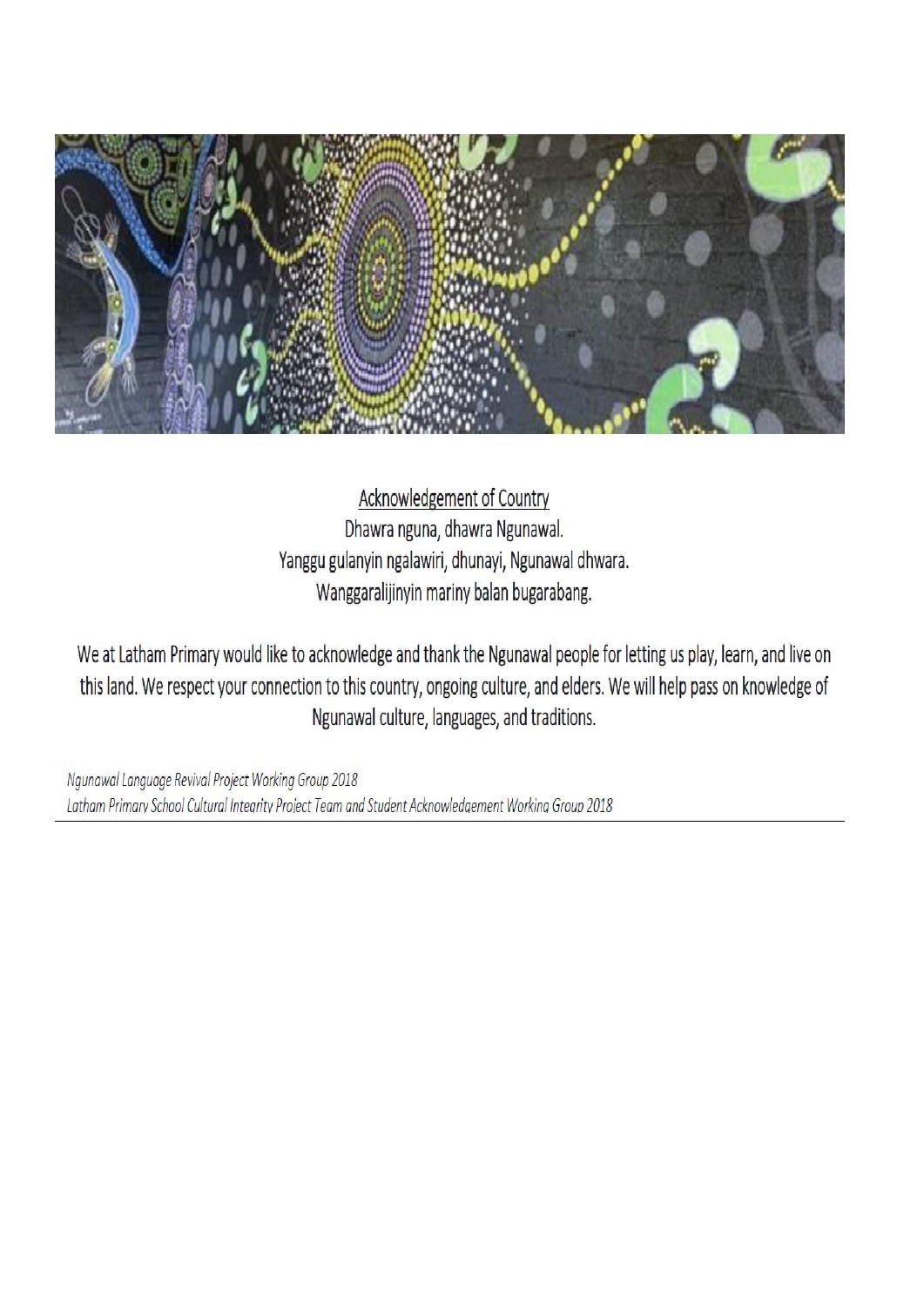## Acknowledgement of Country

Dhawra nguna, dhawra Ngunawal.
Yanggu gulanyin ngalawiri, dhunayi, Ngunawal dhwara.
Wanggaralijinyin mariny balan bugarabang.

We at Latham Primary would like to acknowledge and thank the Ngunawal people for letting us play, learn, and live on this land. We respect your connection to this country, ongoing culture, and elders. We will help pass on knowledge of Ngunawal culture, languages, and traditions.

*Ngunawal Language Revival Project Working Group 2018*
*Latham Primary School Cultural Integrity Project Team and Student Acknowledgement Working Group 2018*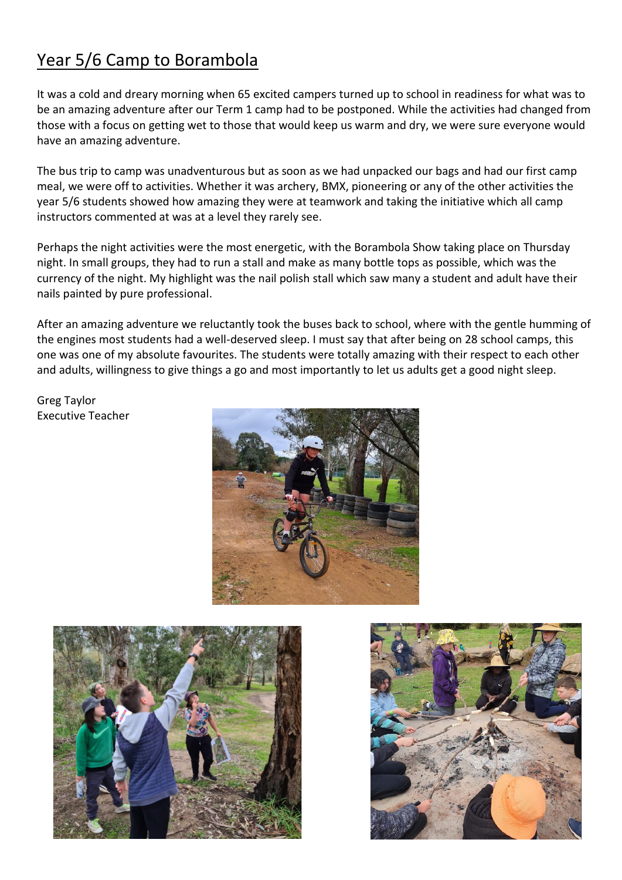## Year 5/6 Camp to Borambola

It was a cold and dreary morning when 65 excited campers turned up to school in readiness for what was to be an amazing adventure after our Term 1 camp had to be postponed. While the activities had changed from those with a focus on getting wet to those that would keep us warm and dry, we were sure everyone would have an amazing adventure.

The bus trip to camp was unadventurous but as soon as we had unpacked our bags and had our first camp meal, we were off to activities. Whether it was archery, BMX, pioneering or any of the other activities the year 5/6 students showed how amazing they were at teamwork and taking the initiative which all camp instructors commented at was at a level they rarely see.

Perhaps the night activities were the most energetic, with the Borambola Show taking place on Thursday night. In small groups, they had to run a stall and make as many bottle tops as possible, which was the currency of the night. My highlight was the nail polish stall which saw many a student and adult have their nails painted by pure professional.

After an amazing adventure we reluctantly took the buses back to school, where with the gentle humming of the engines most students had a well-deserved sleep. I must say that after being on 28 school camps, this one was one of my absolute favourites. The students were totally amazing with their respect to each other and adults, willingness to give things a go and most importantly to let us adults get a good night sleep.

Greg Taylor
Executive Teacher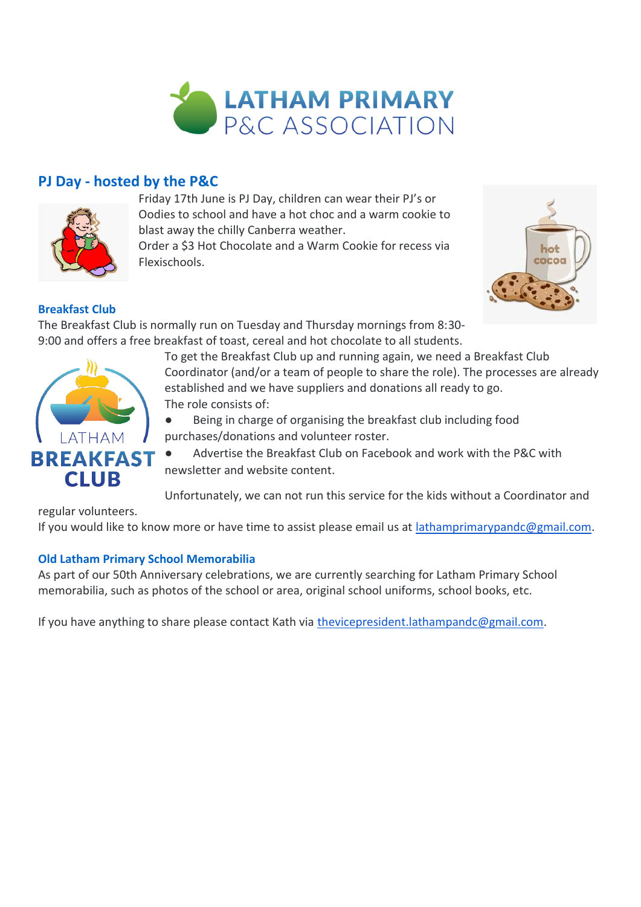# LATHAM PRIMARY P&C ASSOCIATION

## PJ Day - hosted by the P&C

Friday 17th June is PJ Day, children can wear their PJ's or Oodies to school and have a hot choc and a warm cookie to blast away the chilly Canberra weather.
Order a $3 Hot Chocolate and a Warm Cookie for recess via Flexischools.

### Breakfast Club

The Breakfast Club is normally run on Tuesday and Thursday mornings from 8:30-9:00 and offers a free breakfast of toast, cereal and hot chocolate to all students.

To get the Breakfast Club up and running again, we need a Breakfast Club Coordinator (and/or a team of people to share the role). The processes are already established and we have suppliers and donations all ready to go.
The role consists of:

- Being in charge of organising the breakfast club including food purchases/donations and volunteer roster.
- Advertise the Breakfast Club on Facebook and work with the P&C with newsletter and website content.

Unfortunately, we can not run this service for the kids without a Coordinator and regular volunteers.
If you would like to know more or have time to assist please email us at lathamprimarypandc@gmail.com.

### Old Latham Primary School Memorabilia

As part of our 50th Anniversary celebrations, we are currently searching for Latham Primary School memorabilia, such as photos of the school or area, original school uniforms, school books, etc.

If you have anything to share please contact Kath via thevicepresident.lathampandc@gmail.com.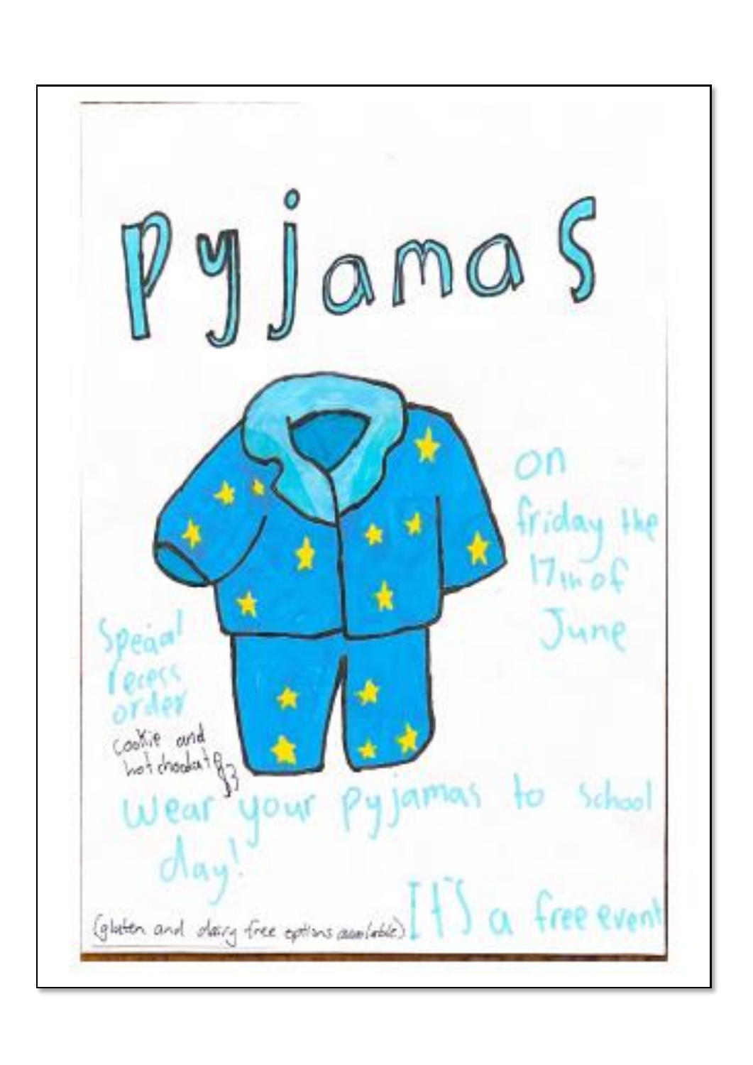# Pyjamas

on friday the 17th of June

Special recess order

cookie and hot chocolate $3

Wear your pyjamas to school day!

(gluten and dairy free options available)

It's a free event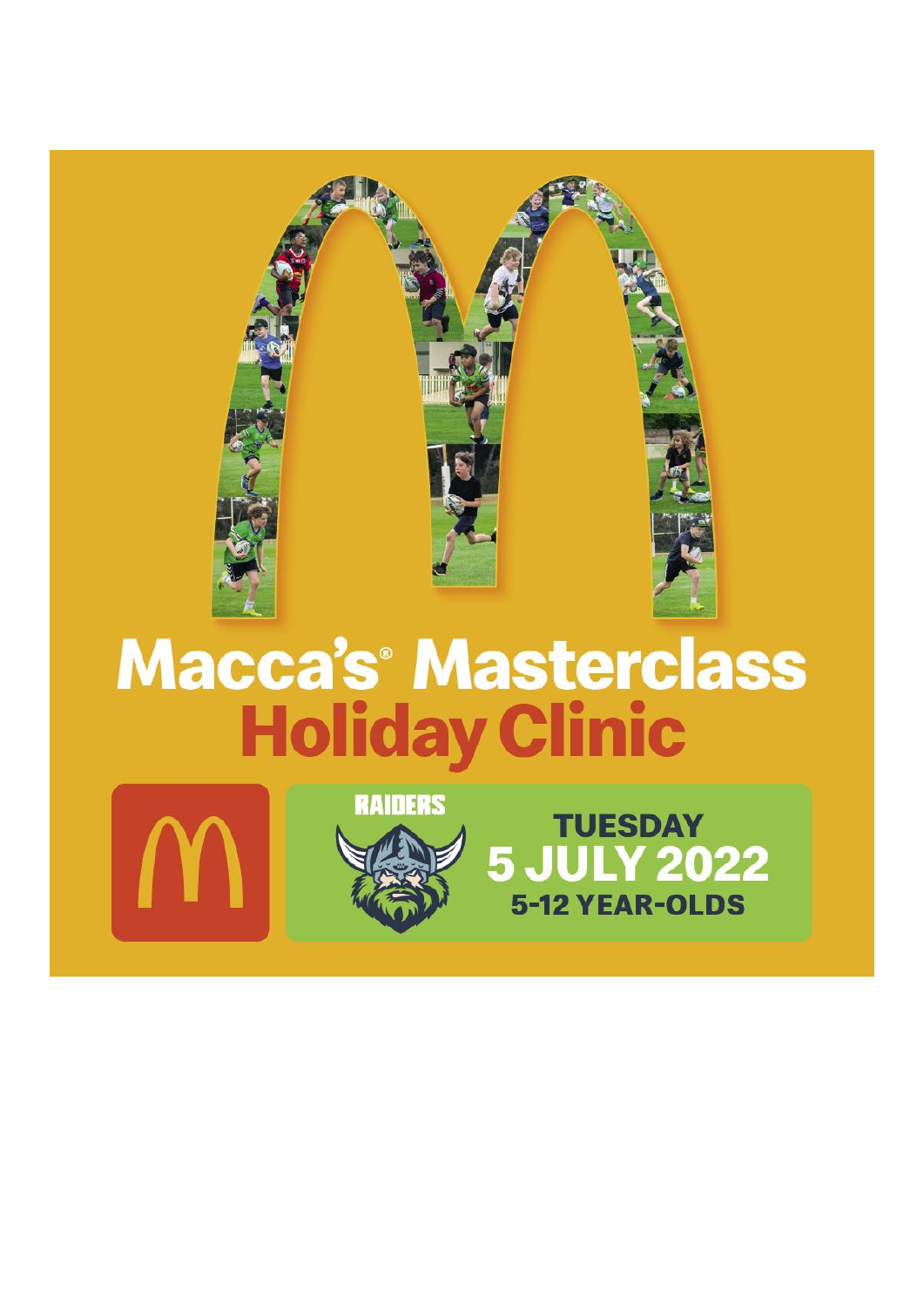# Macca's® Masterclass
## Holiday Clinic

RAIDERS

**TUESDAY**
**5 JULY 2022**
**5-12 YEAR-OLDS**